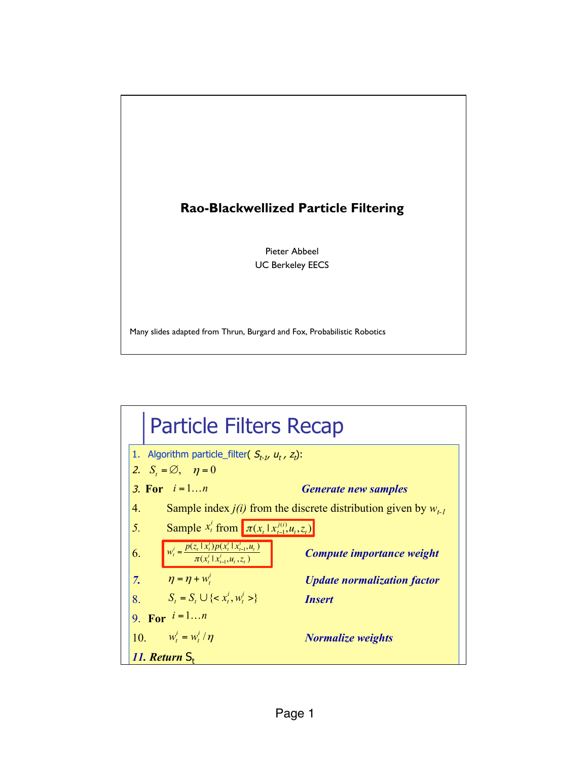# Rao-Blackwellized Particle Filtering

Pieter Abbeel
UC Berkeley EECS

Many slides adapted from Thrun, Burgard and Fox, Probabilistic Robotics

## Particle Filters Recap

1. Algorithm particle_filter( $S_{t-1}$, $u_t$ , $z_t$):
2. $S_t = \emptyset, \quad \eta = 0$
3. **For** $i = 1 \ldots n$ — ***Generate new samples***
4. Sample index $j(i)$ from the discrete distribution given by $w_{t-1}$
5. Sample $x_t^i$ from $\pi(x_t \mid x_{t-1}^{j(i)}, u_t, z_t)$
6. $w_t^i = \dfrac{p(z_t \mid x_t^i)\, p(x_t^i \mid x_{t-1}^i, u_t)}{\pi(x_t^i \mid x_{t-1}^i, u_t, z_t)}$ — ***Compute importance weight***
7. $\eta = \eta + w_t^i$ — ***Update normalization factor***
8. $S_t = S_t \cup \{< x_t^i, w_t^i >\}$ — ***Insert***
9. **For** $i = 1 \ldots n$
10. $w_t^i = w_t^i / \eta$ — ***Normalize weights***
11. ***Return*** $S_t$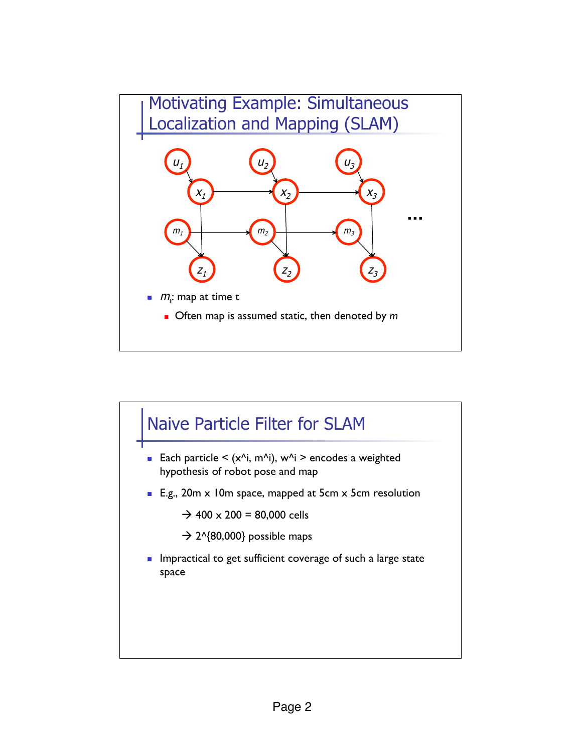## Motivating Example: Simultaneous Localization and Mapping (SLAM)

- $m_t$: map at time t
  - Often map is assumed static, then denoted by $m$

## Naive Particle Filter for SLAM

- Each particle < ($x^i$, $m^i$), $w^i$ > encodes a weighted hypothesis of robot pose and map
- E.g., 20m x 10m space, mapped at 5cm x 5cm resolution

  → 400 x 200 = 80,000 cells

  → $2^{80,000}$ possible maps
- Impractical to get sufficient coverage of such a large state space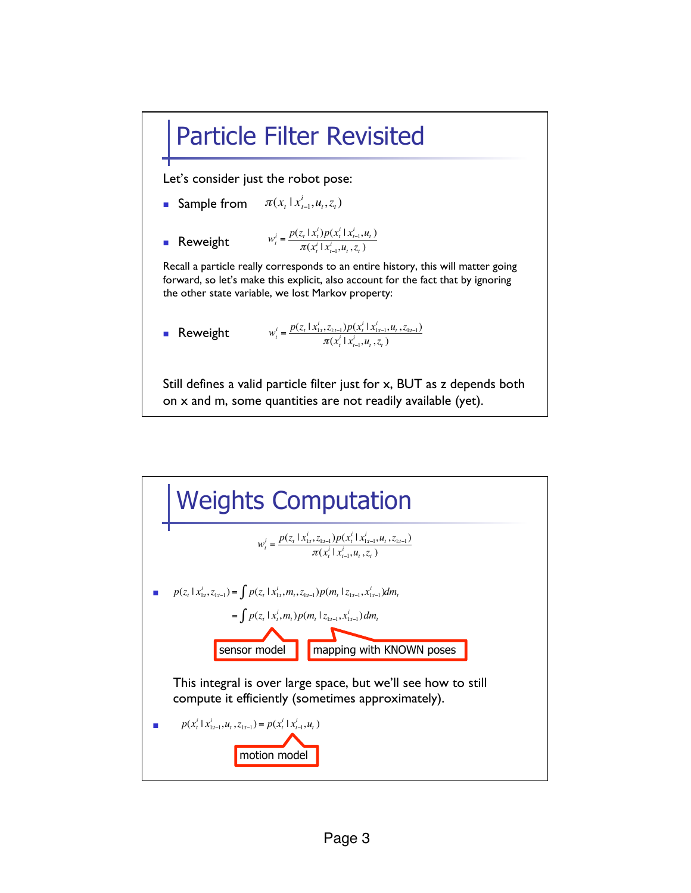# Particle Filter Revisited

Let's consider just the robot pose:

- Sample from $\pi(x_t \mid x_{t-1}^i, u_t, z_t)$

- Reweight $$w_t^i = \frac{p(z_t \mid x_t^i) p(x_t^i \mid x_{t-1}^i, u_t)}{\pi(x_t^i \mid x_{t-1}^i, u_t, z_t)}$$

Recall a particle really corresponds to an entire history, this will matter going forward, so let's make this explicit, also account for the fact that by ignoring the other state variable, we lost Markov property:

- Reweight $$w_t^i = \frac{p(z_t \mid x_{1:t}^i, z_{1:t-1}) p(x_t^i \mid x_{1:t-1}^i, u_t, z_{1:t-1})}{\pi(x_t^i \mid x_{t-1}^i, u_t, z_t)}$$

Still defines a valid particle filter just for x, BUT as z depends both on x and m, some quantities are not readily available (yet).

# Weights Computation

$$w_t^i = \frac{p(z_t \mid x_{1:t}^i, z_{1:t-1}) p(x_t^i \mid x_{1:t-1}^i, u_t, z_{1:t-1})}{\pi(x_t^i \mid x_{t-1}^i, u_t, z_t)}$$

- $$p(z_t \mid x_{1:t}^i, z_{1:t-1}) = \int p(z_t \mid x_{1:t}^i, m_t, z_{1:t-1}) p(m_t \mid z_{1:t-1}, x_{1:t-1}^i) dm_t$$
  $$= \int p(z_t \mid x_t^i, m_t) p(m_t \mid z_{1:t-1}, x_{1:t-1}^i) dm_t$$

  sensor model | mapping with KNOWN poses

  This integral is over large space, but we'll see how to still compute it efficiently (sometimes approximately).

- $$p(x_t^i \mid x_{1:t-1}^i, u_t, z_{1:t-1}) = p(x_t^i \mid x_{t-1}^i, u_t)$$

  motion model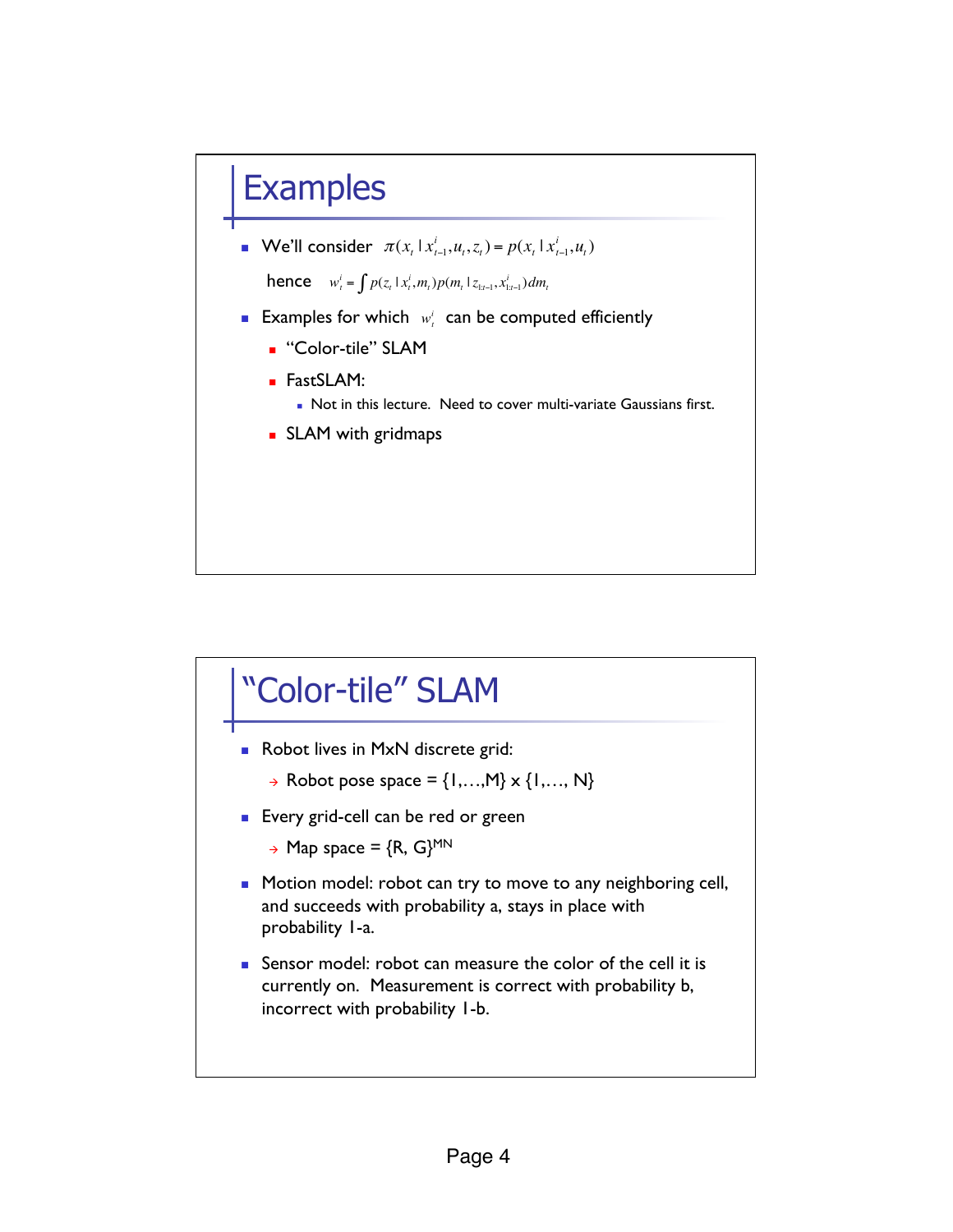# Examples

- We'll consider $\pi(x_t \mid x_{t-1}^i, u_t, z_t) = p(x_t \mid x_{t-1}^i, u_t)$

  hence $w_t^i = \int p(z_t \mid x_t^i, m_t) p(m_t \mid z_{1:t-1}, x_{1:t-1}^i) dm_t$

- Examples for which $w_t^i$ can be computed efficiently
  - "Color-tile" SLAM
  - FastSLAM:
    - Not in this lecture. Need to cover multi-variate Gaussians first.
  - SLAM with gridmaps

# "Color-tile" SLAM

- Robot lives in MxN discrete grid:
  - → Robot pose space = {1,…,M} x {1,…, N}
- Every grid-cell can be red or green
  - → Map space = $\{R, G\}^{MN}$
- Motion model: robot can try to move to any neighboring cell, and succeeds with probability a, stays in place with probability 1-a.
- Sensor model: robot can measure the color of the cell it is currently on. Measurement is correct with probability b, incorrect with probability 1-b.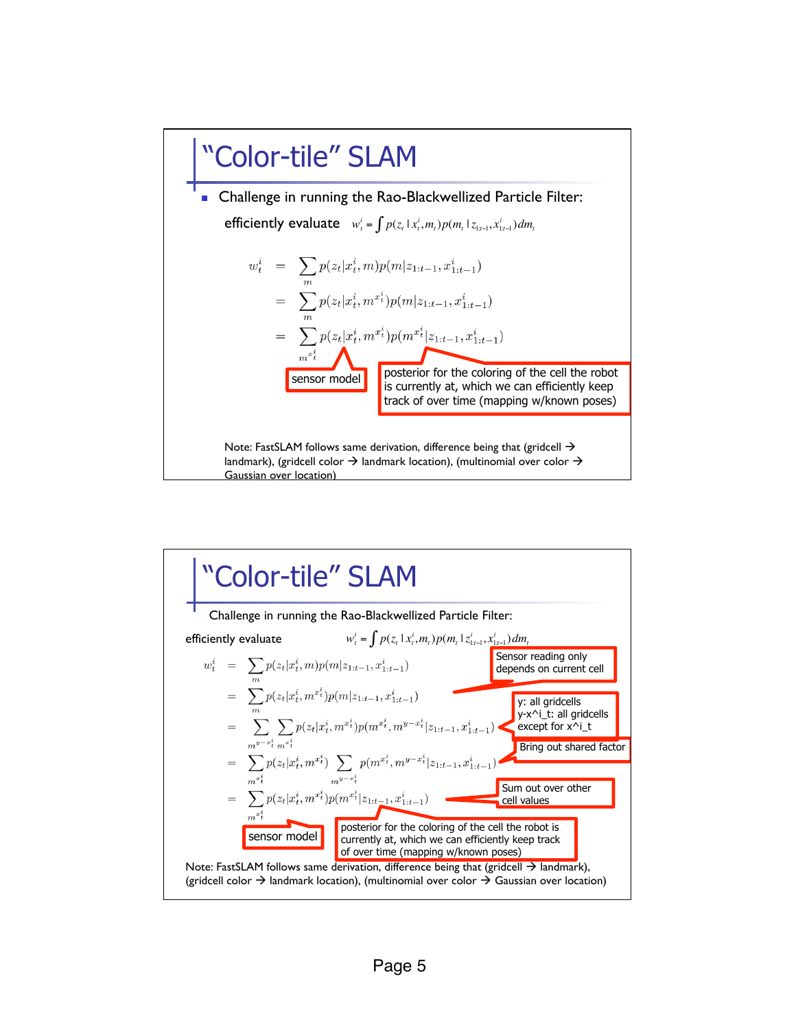# "Color-tile" SLAM

- Challenge in running the Rao-Blackwellized Particle Filter:

efficiently evaluate $w_t^i = \int p(z_t \mid x_t^i, m_t) p(m_t \mid z_{1:t-1}, x_{1:t-1}^i) dm_t$

$$
\begin{aligned}
w_t^i &= \sum_m p(z_t|x_t^i, m) p(m|z_{1:t-1}, x_{1:t-1}^i) \\
&= \sum_m p(z_t|x_t^i, m^{x_t^i}) p(m|z_{1:t-1}, x_{1:t-1}^i) \\
&= \sum_{m^{x_t^i}} p(z_t|x_t^i, m^{x_t^i}) p(m^{x_t^i}|z_{1:t-1}, x_{1:t-1}^i)
\end{aligned}
$$

sensor model

posterior for the coloring of the cell the robot is currently at, which we can efficiently keep track of over time (mapping w/known poses)

Note: FastSLAM follows same derivation, difference being that (gridcell → landmark), (gridcell color → landmark location), (multinomial over color → Gaussian over location)

# "Color-tile" SLAM

Challenge in running the Rao-Blackwellized Particle Filter:

efficiently evaluate $w_t^i = \int p(z_t \mid x_t^i, m_t) p(m_t \mid z_{1:t-1}^i, x_{1:t-1}^i) dm_t$

$$
\begin{aligned}
w_t^i &= \sum_m p(z_t|x_t^i, m) p(m|z_{1:t-1}, x_{1:t-1}^i) \\
&= \sum_m p(z_t|x_t^i, m^{x_t^i}) p(m|z_{1:t-1}, x_{1:t-1}^i) \\
&= \sum_{m^{y-x_t^i}} \sum_{m^{x_t^i}} p(z_t|x_t^i, m^{x_t^i}) p(m^{x_t^i}, m^{y-x_t^i}|z_{1:t-1}, x_{1:t-1}^i) \\
&= \sum_{m^{x_t^i}} p(z_t|x_t^i, m^{x_t^i}) \sum_{m^{y-x_t^i}} p(m^{x_t^i}, m^{y-x_t^i}|z_{1:t-1}, x_{1:t-1}^i) \\
&= \sum_{m^{x_t^i}} p(z_t|x_t^i, m^{x_t^i}) p(m^{x_t^i}|z_{1:t-1}, x_{1:t-1}^i)
\end{aligned}
$$

Sensor reading only depends on current cell

y: all gridcells
y-x^i_t: all gridcells except for x^i_t

Bring out shared factor

Sum out over other cell values

sensor model

posterior for the coloring of the cell the robot is currently at, which we can efficiently keep track of over time (mapping w/known poses)

Note: FastSLAM follows same derivation, difference being that (gridcell → landmark), (gridcell color → landmark location), (multinomial over color → Gaussian over location)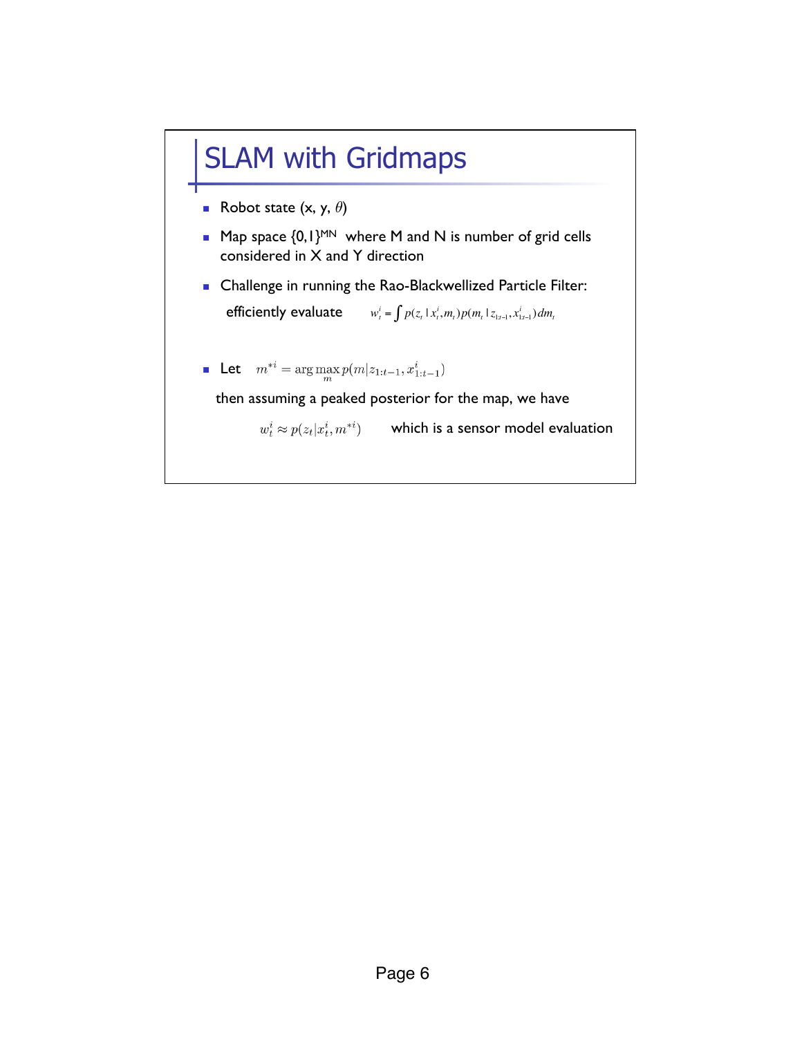# SLAM with Gridmaps

- Robot state (x, y, $\theta$)
- Map space $\{0,1\}^{MN}$ where M and N is number of grid cells considered in X and Y direction
- Challenge in running the Rao-Blackwellized Particle Filter:

  efficiently evaluate $w_t^i = \int p(z_t \mid x_t^i, m_t) p(m_t \mid z_{1:t-1}, x_{1:t-1}^i) dm_t$

- Let $m^{*i} = \arg\max_m p(m|z_{1:t-1}, x_{1:t-1}^i)$

  then assuming a peaked posterior for the map, we have

  $w_t^i \approx p(z_t|x_t^i, m^{*i})$ which is a sensor model evaluation